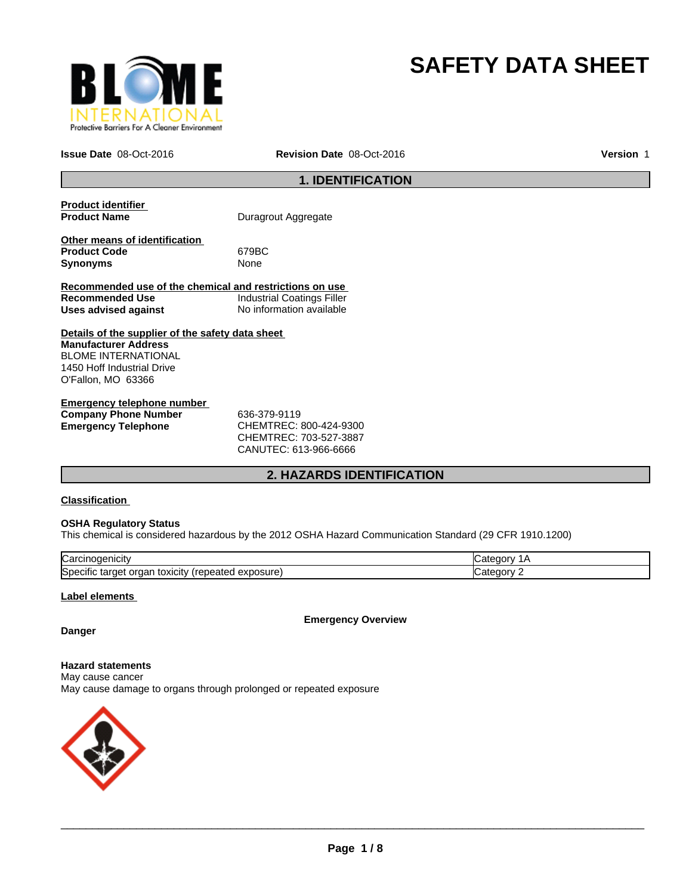# SAFETY DATA SHEET

**Issue Date** 08-Oct-2016 **Revision Date** 08-Oct-2016 **Version** 1

## 1. IDENTIFICATION

**Product identifier**

**Product Name** Duragrout Aggregate

**Other means of identification**

**Product Code** 679BC

**Synonyms** None

**Recommended use of the chemical and restrictions on use**

**Recommended Use** Industrial Coatings Filler

**Uses advised against** No information available

**Details of the supplier of the safety data sheet**

**Manufacturer Address**
BLOME INTERNATIONAL
1450 Hoff Industrial Drive
O'Fallon, MO 63366

**Emergency telephone number**

**Company Phone Number** 636-379-9119

**Emergency Telephone** CHEMTREC: 800-424-9300
CHEMTREC: 703-527-3887
CANUTEC: 613-966-6666

## 2. HAZARDS IDENTIFICATION

**Classification**

**OSHA Regulatory Status**

This chemical is considered hazardous by the 2012 OSHA Hazard Communication Standard (29 CFR 1910.1200)

| | |
|---|---|
| Carcinogenicity | Category 1A |
| Specific target organ toxicity (repeated exposure) | Category 2 |

**Label elements**

**Emergency Overview**

**Danger**

**Hazard statements**

May cause cancer

May cause damage to organs through prolonged or repeated exposure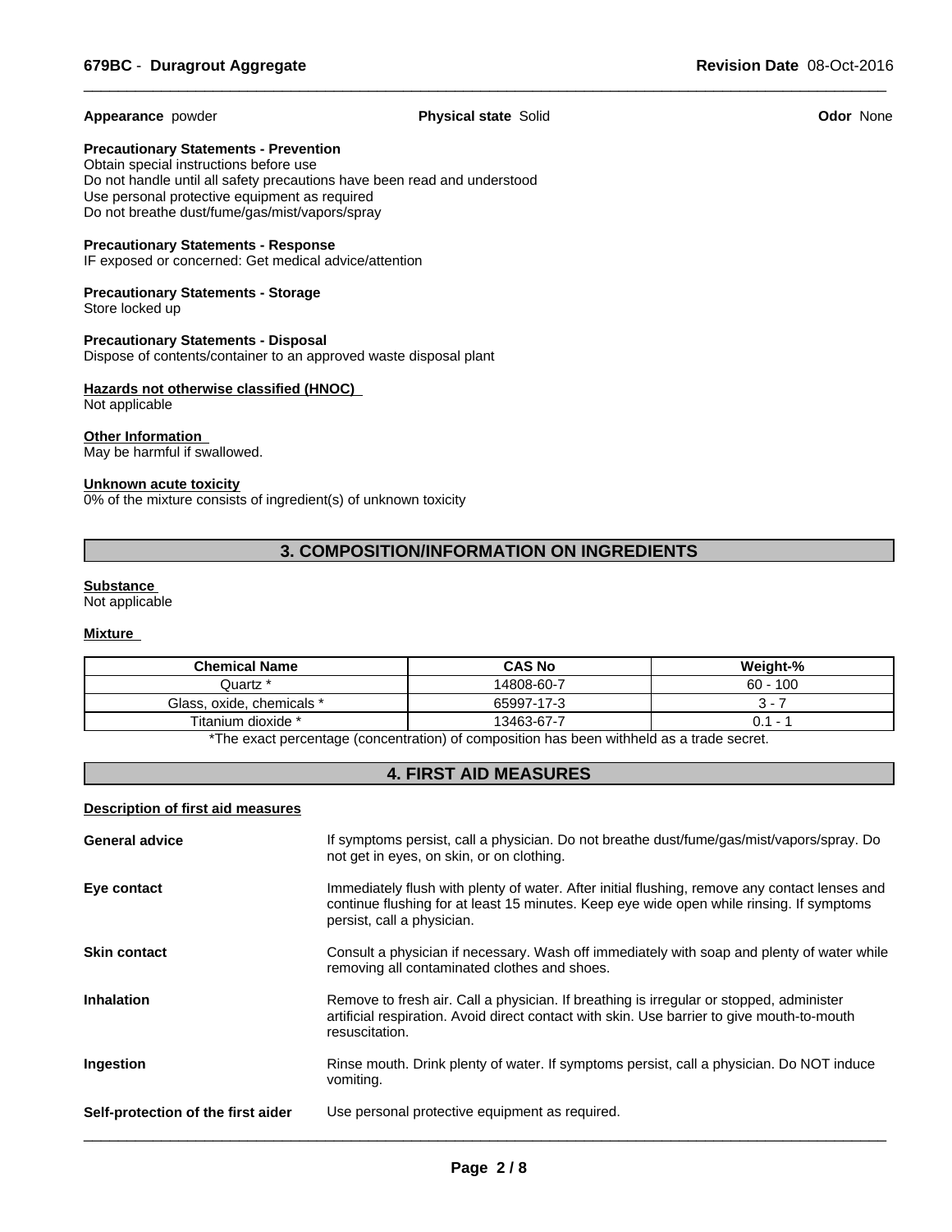**Appearance** powder **Physical state** Solid **Odor** None

**Precautionary Statements - Prevention**
Obtain special instructions before use
Do not handle until all safety precautions have been read and understood
Use personal protective equipment as required
Do not breathe dust/fume/gas/mist/vapors/spray

**Precautionary Statements - Response**
IF exposed or concerned: Get medical advice/attention

**Precautionary Statements - Storage**
Store locked up

**Precautionary Statements - Disposal**
Dispose of contents/container to an approved waste disposal plant

**Hazards not otherwise classified (HNOC)**
Not applicable

**Other Information**
May be harmful if swallowed.

**Unknown acute toxicity**
0% of the mixture consists of ingredient(s) of unknown toxicity

## 3. COMPOSITION/INFORMATION ON INGREDIENTS

**Substance**
Not applicable

**Mixture**

| Chemical Name | CAS No | Weight-% |
| --- | --- | --- |
| Quartz * | 14808-60-7 | 60 - 100 |
| Glass, oxide, chemicals * | 65997-17-3 | 3 - 7 |
| Titanium dioxide * | 13463-67-7 | 0.1 - 1 |

*The exact percentage (concentration) of composition has been withheld as a trade secret.

## 4. FIRST AID MEASURES

**Description of first aid measures**

**General advice** If symptoms persist, call a physician. Do not breathe dust/fume/gas/mist/vapors/spray. Do not get in eyes, on skin, or on clothing.

**Eye contact** Immediately flush with plenty of water. After initial flushing, remove any contact lenses and continue flushing for at least 15 minutes. Keep eye wide open while rinsing. If symptoms persist, call a physician.

**Skin contact** Consult a physician if necessary. Wash off immediately with soap and plenty of water while removing all contaminated clothes and shoes.

**Inhalation** Remove to fresh air. Call a physician. If breathing is irregular or stopped, administer artificial respiration. Avoid direct contact with skin. Use barrier to give mouth-to-mouth resuscitation.

**Ingestion** Rinse mouth. Drink plenty of water. If symptoms persist, call a physician. Do NOT induce vomiting.

**Self-protection of the first aider** Use personal protective equipment as required.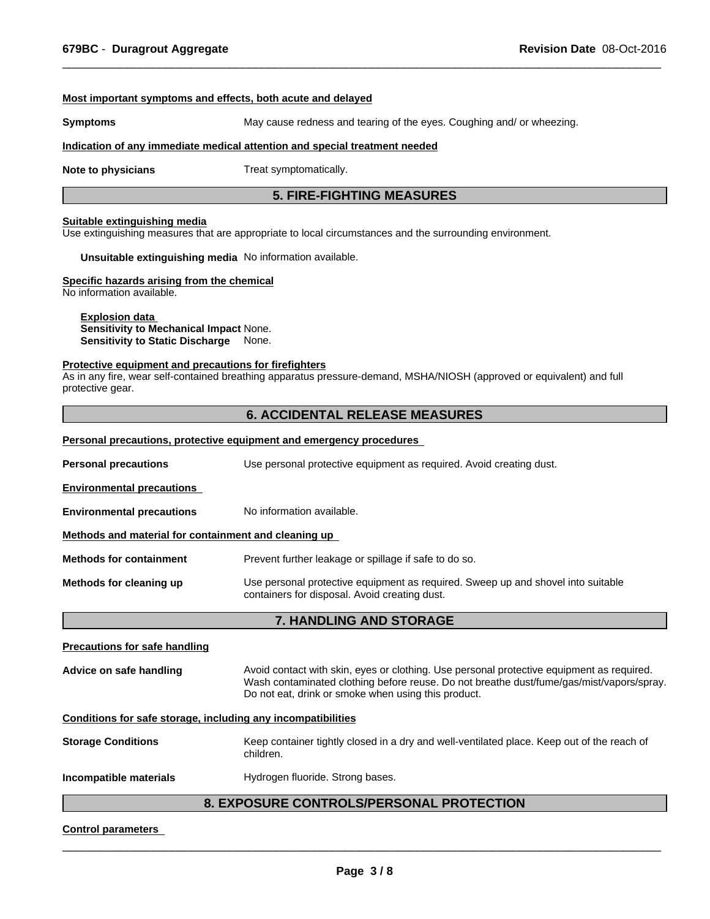**Most important symptoms and effects, both acute and delayed**

**Symptoms** May cause redness and tearing of the eyes. Coughing and/ or wheezing.

**Indication of any immediate medical attention and special treatment needed**

**Note to physicians** Treat symptomatically.

## 5. FIRE-FIGHTING MEASURES

**Suitable extinguishing media**
Use extinguishing measures that are appropriate to local circumstances and the surrounding environment.

**Unsuitable extinguishing media** No information available.

**Specific hazards arising from the chemical**
No information available.

**Explosion data**
**Sensitivity to Mechanical Impact** None.
**Sensitivity to Static Discharge** None.

**Protective equipment and precautions for firefighters**
As in any fire, wear self-contained breathing apparatus pressure-demand, MSHA/NIOSH (approved or equivalent) and full protective gear.

## 6. ACCIDENTAL RELEASE MEASURES

**Personal precautions, protective equipment and emergency procedures**

**Personal precautions** Use personal protective equipment as required. Avoid creating dust.

**Environmental precautions**

**Environmental precautions** No information available.

**Methods and material for containment and cleaning up**

**Methods for containment** Prevent further leakage or spillage if safe to do so.

**Methods for cleaning up** Use personal protective equipment as required. Sweep up and shovel into suitable containers for disposal. Avoid creating dust.

## 7. HANDLING AND STORAGE

**Precautions for safe handling**

**Advice on safe handling** Avoid contact with skin, eyes or clothing. Use personal protective equipment as required. Wash contaminated clothing before reuse. Do not breathe dust/fume/gas/mist/vapors/spray. Do not eat, drink or smoke when using this product.

**Conditions for safe storage, including any incompatibilities**

**Storage Conditions** Keep container tightly closed in a dry and well-ventilated place. Keep out of the reach of children.

**Incompatible materials** Hydrogen fluoride. Strong bases.

## 8. EXPOSURE CONTROLS/PERSONAL PROTECTION

**Control parameters**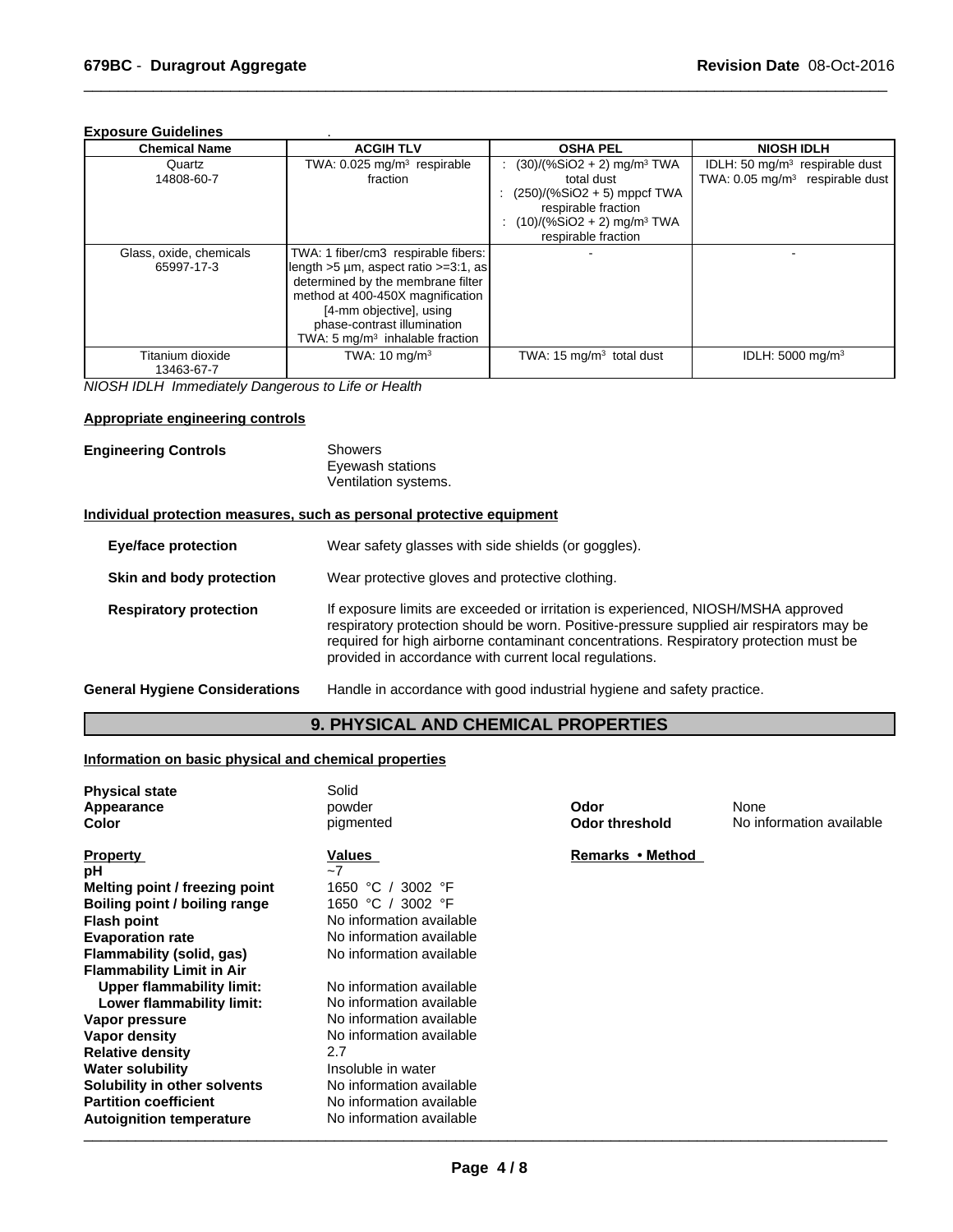**Exposure Guidelines** .

| Chemical Name | ACGIH TLV | OSHA PEL | NIOSH IDLH |
|---|---|---|---|
| Quartz<br>14808-60-7 | TWA: 0.025 mg/m³ respirable fraction | : (30)/(%SiO2 + 2) mg/m³ TWA total dust<br>: (250)/(%SiO2 + 5) mppcf TWA respirable fraction<br>: (10)/(%SiO2 + 2) mg/m³ TWA respirable fraction | IDLH: 50 mg/m³ respirable dust<br>TWA: 0.05 mg/m³ respirable dust |
| Glass, oxide, chemicals<br>65997-17-3 | TWA: 1 fiber/cm3 respirable fibers: length >5 µm, aspect ratio >=3:1, as determined by the membrane filter method at 400-450X magnification [4-mm objective], using phase-contrast illumination<br>TWA: 5 mg/m³ inhalable fraction | - | - |
| Titanium dioxide<br>13463-67-7 | TWA: 10 mg/m³ | TWA: 15 mg/m³ total dust | IDLH: 5000 mg/m³ |

*NIOSH IDLH Immediately Dangerous to Life or Health*

**Appropriate engineering controls**

**Engineering Controls**
Showers
Eyewash stations
Ventilation systems.

**Individual protection measures, such as personal protective equipment**

**Eye/face protection** Wear safety glasses with side shields (or goggles).

**Skin and body protection** Wear protective gloves and protective clothing.

**Respiratory protection** If exposure limits are exceeded or irritation is experienced, NIOSH/MSHA approved respiratory protection should be worn. Positive-pressure supplied air respirators may be required for high airborne contaminant concentrations. Respiratory protection must be provided in accordance with current local regulations.

**General Hygiene Considerations** Handle in accordance with good industrial hygiene and safety practice.

## 9. PHYSICAL AND CHEMICAL PROPERTIES

**Information on basic physical and chemical properties**

**Physical state** Solid
**Appearance** powder
**Color** pigmented
**Odor** None
**Odor threshold** No information available

| Property | Values | Remarks • Method |
|---|---|---|
| **pH** | ~7 | |
| **Melting point / freezing point** | 1650 °C / 3002 °F | |
| **Boiling point / boiling range** | 1650 °C / 3002 °F | |
| **Flash point** | No information available | |
| **Evaporation rate** | No information available | |
| **Flammability (solid, gas)** | No information available | |
| **Flammability Limit in Air** | | |
| **Upper flammability limit:** | No information available | |
| **Lower flammability limit:** | No information available | |
| **Vapor pressure** | No information available | |
| **Vapor density** | No information available | |
| **Relative density** | 2.7 | |
| **Water solubility** | Insoluble in water | |
| **Solubility in other solvents** | No information available | |
| **Partition coefficient** | No information available | |
| **Autoignition temperature** | No information available | |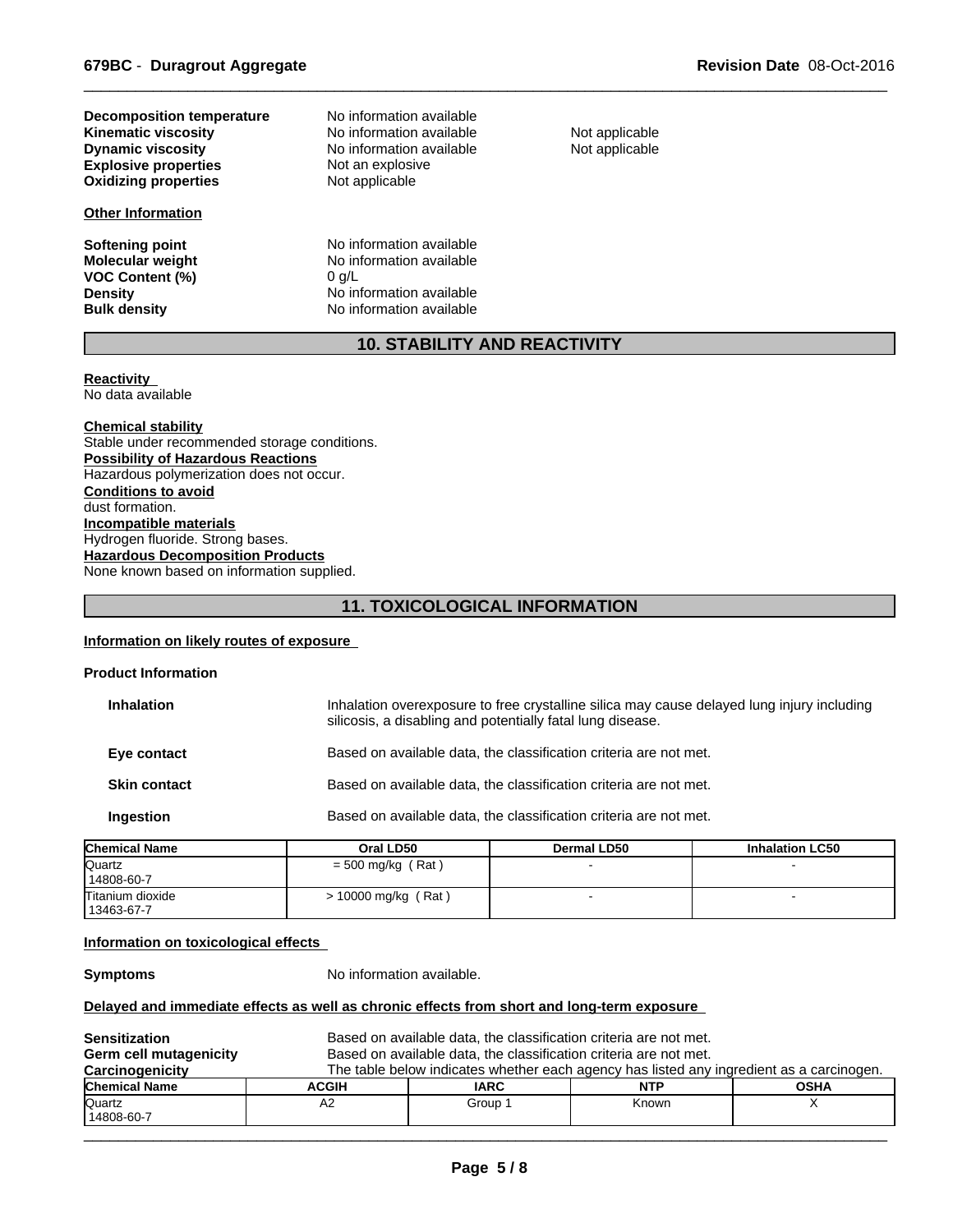**Decomposition temperature** No information available
**Kinematic viscosity** No information available Not applicable
**Dynamic viscosity** No information available Not applicable
**Explosive properties** Not an explosive
**Oxidizing properties** Not applicable

**Other Information**

**Softening point** No information available
**Molecular weight** No information available
**VOC Content (%)** 0 g/L
**Density** No information available
**Bulk density** No information available

## 10. STABILITY AND REACTIVITY

**Reactivity**
No data available

**Chemical stability**
Stable under recommended storage conditions.
**Possibility of Hazardous Reactions**
Hazardous polymerization does not occur.
**Conditions to avoid**
dust formation.
**Incompatible materials**
Hydrogen fluoride. Strong bases.
**Hazardous Decomposition Products**
None known based on information supplied.

## 11. TOXICOLOGICAL INFORMATION

**Information on likely routes of exposure**

**Product Information**

**Inhalation** Inhalation overexposure to free crystalline silica may cause delayed lung injury including silicosis, a disabling and potentially fatal lung disease.

**Eye contact** Based on available data, the classification criteria are not met.

**Skin contact** Based on available data, the classification criteria are not met.

**Ingestion** Based on available data, the classification criteria are not met.

| Chemical Name | Oral LD50 | Dermal LD50 | Inhalation LC50 |
|---|---|---|---|
| Quartz 14808-60-7 | = 500 mg/kg ( Rat ) | - | - |
| Titanium dioxide 13463-67-7 | > 10000 mg/kg ( Rat ) | - | - |

**Information on toxicological effects**

**Symptoms** No information available.

**Delayed and immediate effects as well as chronic effects from short and long-term exposure**

**Sensitization** Based on available data, the classification criteria are not met.
**Germ cell mutagenicity** Based on available data, the classification criteria are not met.
**Carcinogenicity** The table below indicates whether each agency has listed any ingredient as a carcinogen.

| Chemical Name | ACGIH | IARC | NTP | OSHA |
|---|---|---|---|---|
| Quartz 14808-60-7 | A2 | Group 1 | Known | X |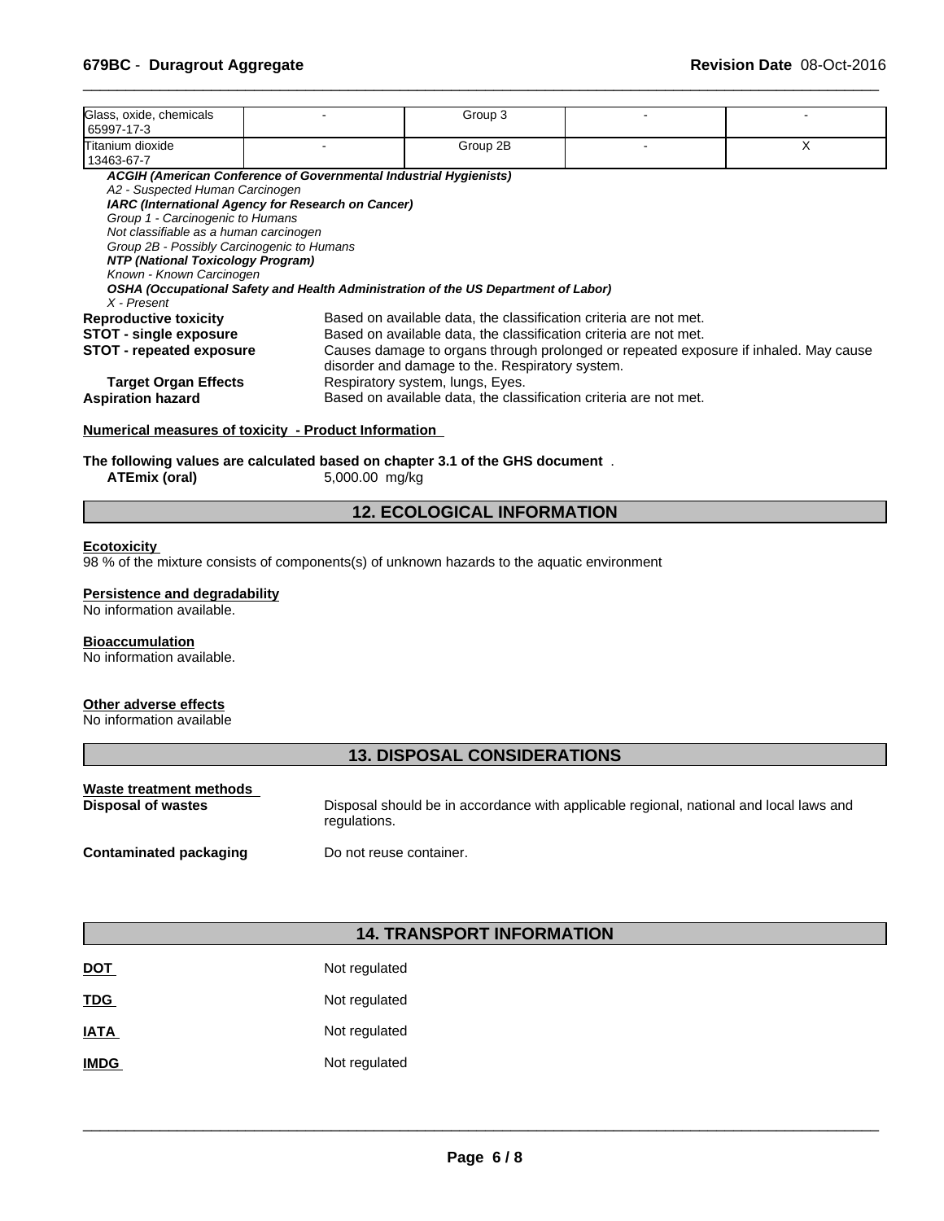| | | | | |
|---|---|---|---|---|
| Glass, oxide, chemicals 65997-17-3 | - | Group 3 | - | - |
| Titanium dioxide 13463-67-7 | - | Group 2B | - | X |

***ACGIH (American Conference of Governmental Industrial Hygienists)***
*A2 - Suspected Human Carcinogen*
***IARC (International Agency for Research on Cancer)***
*Group 1 - Carcinogenic to Humans*
*Not classifiable as a human carcinogen*
*Group 2B - Possibly Carcinogenic to Humans*
***NTP (National Toxicology Program)***
*Known - Known Carcinogen*
***OSHA (Occupational Safety and Health Administration of the US Department of Labor)***
*X - Present*

**Reproductive toxicity** Based on available data, the classification criteria are not met.
**STOT - single exposure** Based on available data, the classification criteria are not met.
**STOT - repeated exposure** Causes damage to organs through prolonged or repeated exposure if inhaled. May cause disorder and damage to the. Respiratory system.
**Target Organ Effects** Respiratory system, lungs, Eyes.
**Aspiration hazard** Based on available data, the classification criteria are not met.

**Numerical measures of toxicity - Product Information**

**The following values are calculated based on chapter 3.1 of the GHS document** .
**ATEmix (oral)** 5,000.00 mg/kg

## 12. ECOLOGICAL INFORMATION

**Ecotoxicity**
98 % of the mixture consists of components(s) of unknown hazards to the aquatic environment

**Persistence and degradability**
No information available.

**Bioaccumulation**
No information available.

**Other adverse effects**
No information available

## 13. DISPOSAL CONSIDERATIONS

**Waste treatment methods**
**Disposal of wastes** Disposal should be in accordance with applicable regional, national and local laws and regulations.

**Contaminated packaging** Do not reuse container.

## 14. TRANSPORT INFORMATION

**DOT** Not regulated

**TDG** Not regulated

**IATA** Not regulated

**IMDG** Not regulated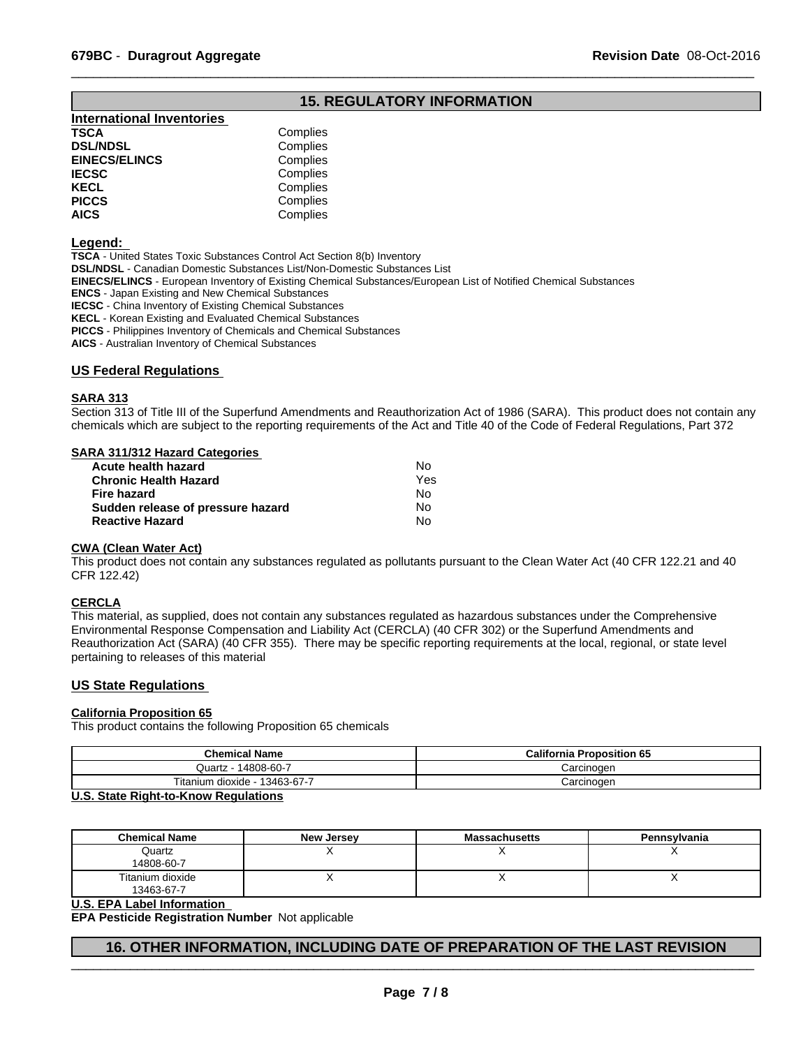## 15. REGULATORY INFORMATION

### International Inventories

| | |
|---|---|
| **TSCA** | Complies |
| **DSL/NDSL** | Complies |
| **EINECS/ELINCS** | Complies |
| **IECSC** | Complies |
| **KECL** | Complies |
| **PICCS** | Complies |
| **AICS** | Complies |

**Legend:**

**TSCA** - United States Toxic Substances Control Act Section 8(b) Inventory
**DSL/NDSL** - Canadian Domestic Substances List/Non-Domestic Substances List
**EINECS/ELINCS** - European Inventory of Existing Chemical Substances/European List of Notified Chemical Substances
**ENCS** - Japan Existing and New Chemical Substances
**IECSC** - China Inventory of Existing Chemical Substances
**KECL** - Korean Existing and Evaluated Chemical Substances
**PICCS** - Philippines Inventory of Chemicals and Chemical Substances
**AICS** - Australian Inventory of Chemical Substances

### US Federal Regulations

**SARA 313**

Section 313 of Title III of the Superfund Amendments and Reauthorization Act of 1986 (SARA). This product does not contain any chemicals which are subject to the reporting requirements of the Act and Title 40 of the Code of Federal Regulations, Part 372

**SARA 311/312 Hazard Categories**

| | |
|---|---|
| **Acute health hazard** | No |
| **Chronic Health Hazard** | Yes |
| **Fire hazard** | No |
| **Sudden release of pressure hazard** | No |
| **Reactive Hazard** | No |

**CWA (Clean Water Act)**

This product does not contain any substances regulated as pollutants pursuant to the Clean Water Act (40 CFR 122.21 and 40 CFR 122.42)

**CERCLA**

This material, as supplied, does not contain any substances regulated as hazardous substances under the Comprehensive Environmental Response Compensation and Liability Act (CERCLA) (40 CFR 302) or the Superfund Amendments and Reauthorization Act (SARA) (40 CFR 355). There may be specific reporting requirements at the local, regional, or state level pertaining to releases of this material

### US State Regulations

**California Proposition 65**

This product contains the following Proposition 65 chemicals

| Chemical Name | California Proposition 65 |
|---|---|
| Quartz - 14808-60-7 | Carcinogen |
| Titanium dioxide - 13463-67-7 | Carcinogen |

**U.S. State Right-to-Know Regulations**

| Chemical Name | New Jersey | Massachusetts | Pennsylvania |
|---|---|---|---|
| Quartz 14808-60-7 | X | X | X |
| Titanium dioxide 13463-67-7 | X | X | X |

**U.S. EPA Label Information**

**EPA Pesticide Registration Number** Not applicable

## 16. OTHER INFORMATION, INCLUDING DATE OF PREPARATION OF THE LAST REVISION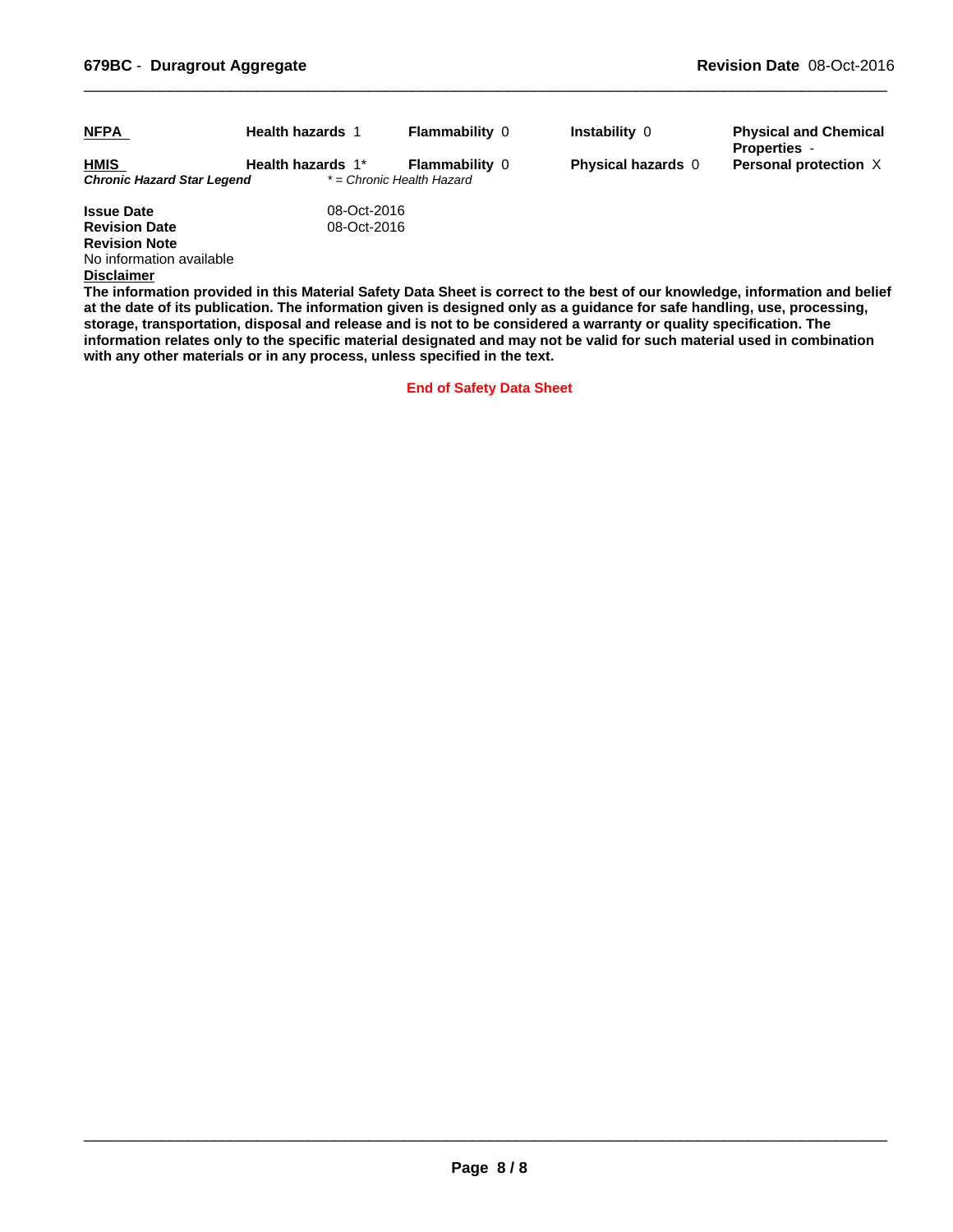| | | | | |
|---|---|---|---|---|
| **NFPA** | **Health hazards** 1 | **Flammability** 0 | **Instability** 0 | **Physical and Chemical Properties** - |
| **HMIS** | **Health hazards** 1* | **Flammability** 0 | **Physical hazards** 0 | **Personal protection** X |

***Chronic Hazard Star Legend*** *\* = Chronic Health Hazard*

**Issue Date** 08-Oct-2016
**Revision Date** 08-Oct-2016
**Revision Note**
No information available

**Disclaimer**

**The information provided in this Material Safety Data Sheet is correct to the best of our knowledge, information and belief at the date of its publication. The information given is designed only as a guidance for safe handling, use, processing, storage, transportation, disposal and release and is not to be considered a warranty or quality specification. The information relates only to the specific material designated and may not be valid for such material used in combination with any other materials or in any process, unless specified in the text.**

**End of Safety Data Sheet**